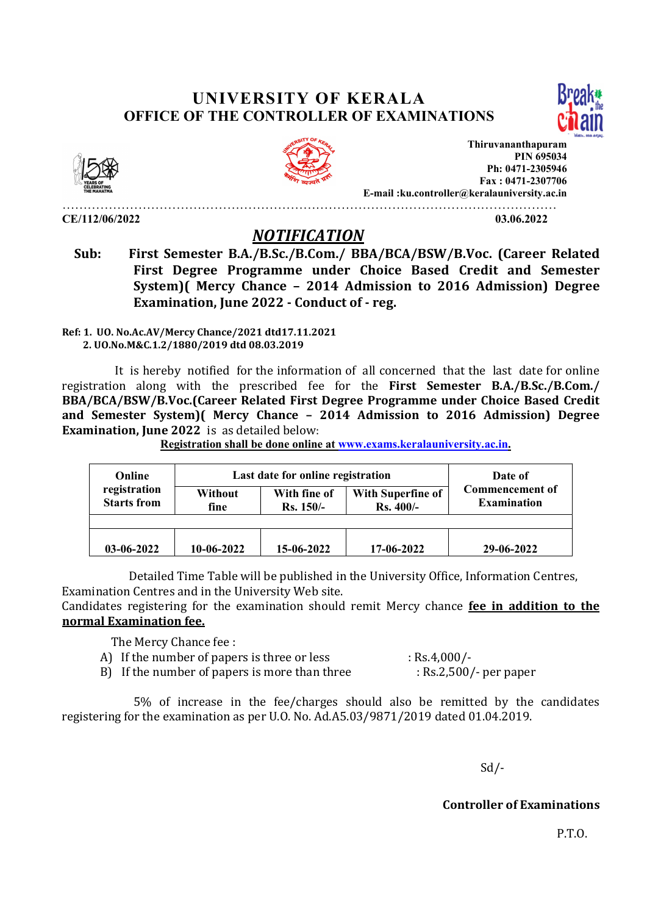# UNIVERSITY OF KERALA
## OFFICE OF THE CONTROLLER OF EXAMINATIONS

Thiruvananthapuram
PIN 695034
Ph: 0471-2305946
Fax : 0471-2307706
E-mail :ku.controller@keralauniversity.ac.in

**CE/112/06/2022** **03.06.2022**

## *NOTIFICATION*

**Sub: First Semester B.A./B.Sc./B.Com./ BBA/BCA/BSW/B.Voc. (Career Related First Degree Programme under Choice Based Credit and Semester System)( Mercy Chance – 2014 Admission to 2016 Admission) Degree Examination, June 2022 - Conduct of - reg.**

**Ref: 1. UO. No.Ac.AV/Mercy Chance/2021 dtd17.11.2021**
**2. UO.No.M&C.1.2/1880/2019 dtd 08.03.2019**

It is hereby notified for the information of all concerned that the last date for online registration along with the prescribed fee for the **First Semester B.A./B.Sc./B.Com./ BBA/BCA/BSW/B.Voc.(Career Related First Degree Programme under Choice Based Credit and Semester System)( Mercy Chance – 2014 Admission to 2016 Admission) Degree Examination, June 2022** is as detailed below:

**Registration shall be done online at www.exams.keralauniversity.ac.in.**

| Online registration Starts from | Last date for online registration | | | Date of Commencement of Examination |
|---|---|---|---|---|
| | Without fine | With fine of Rs. 150/- | With Superfine of Rs. 400/- | |
| 03-06-2022 | 10-06-2022 | 15-06-2022 | 17-06-2022 | 29-06-2022 |

Detailed Time Table will be published in the University Office, Information Centres, Examination Centres and in the University Web site.

Candidates registering for the examination should remit Mercy chance **fee in addition to the normal Examination fee.**

The Mercy Chance fee :

A) If the number of papers is three or less : Rs.4,000/-
B) If the number of papers is more than three : Rs.2,500/- per paper

5% of increase in the fee/charges should also be remitted by the candidates registering for the examination as per U.O. No. Ad.A5.03/9871/2019 dated 01.04.2019.

Sd/-

**Controller of Examinations**

P.T.O.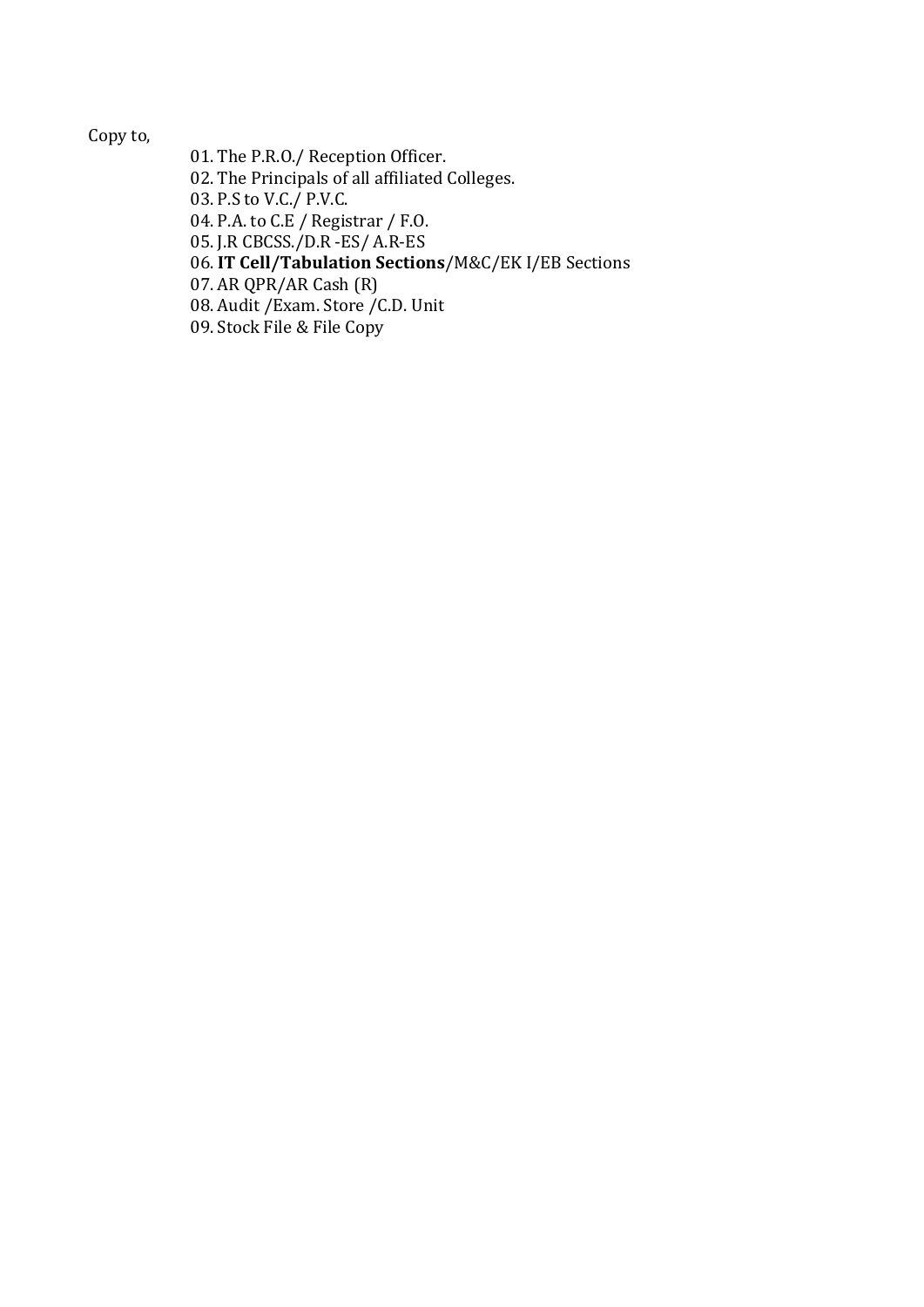Copy to,

01. The P.R.O./ Reception Officer.
02. The Principals of all affiliated Colleges.
03. P.S to V.C./ P.V.C.
04. P.A. to C.E / Registrar / F.O.
05. J.R CBCSS./D.R -ES/ A.R-ES
06. **IT Cell/Tabulation Sections**/M&C/EK I/EB Sections
07. AR QPR/AR Cash (R)
08. Audit /Exam. Store /C.D. Unit
09. Stock File & File Copy